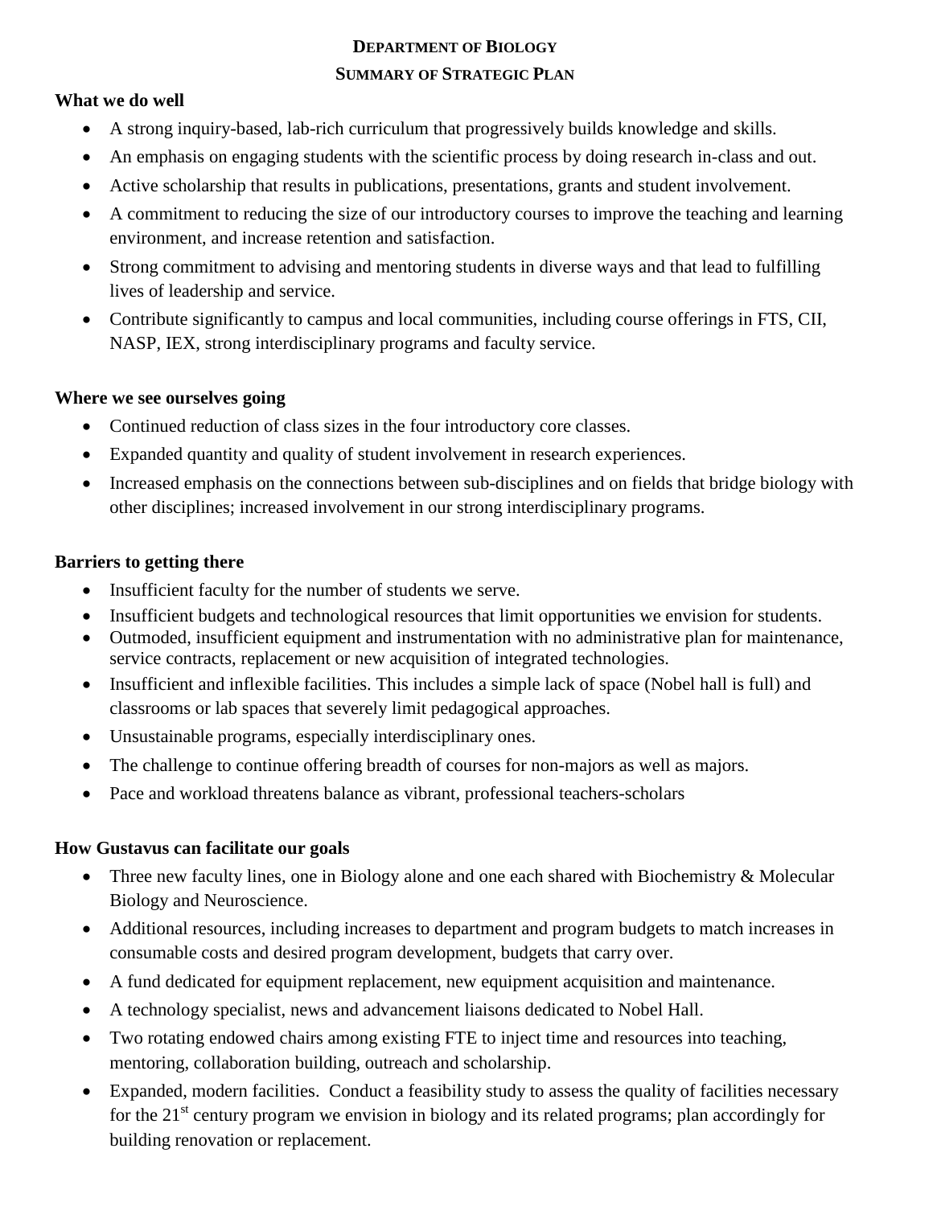# DEPARTMENT OF BIOLOGY

## SUMMARY OF STRATEGIC PLAN

**What we do well**

- A strong inquiry-based, lab-rich curriculum that progressively builds knowledge and skills.
- An emphasis on engaging students with the scientific process by doing research in-class and out.
- Active scholarship that results in publications, presentations, grants and student involvement.
- A commitment to reducing the size of our introductory courses to improve the teaching and learning environment, and increase retention and satisfaction.
- Strong commitment to advising and mentoring students in diverse ways and that lead to fulfilling lives of leadership and service.
- Contribute significantly to campus and local communities, including course offerings in FTS, CII, NASP, IEX, strong interdisciplinary programs and faculty service.

**Where we see ourselves going**

- Continued reduction of class sizes in the four introductory core classes.
- Expanded quantity and quality of student involvement in research experiences.
- Increased emphasis on the connections between sub-disciplines and on fields that bridge biology with other disciplines; increased involvement in our strong interdisciplinary programs.

**Barriers to getting there**

- Insufficient faculty for the number of students we serve.
- Insufficient budgets and technological resources that limit opportunities we envision for students.
- Outmoded, insufficient equipment and instrumentation with no administrative plan for maintenance, service contracts, replacement or new acquisition of integrated technologies.
- Insufficient and inflexible facilities. This includes a simple lack of space (Nobel hall is full) and classrooms or lab spaces that severely limit pedagogical approaches.
- Unsustainable programs, especially interdisciplinary ones.
- The challenge to continue offering breadth of courses for non-majors as well as majors.
- Pace and workload threatens balance as vibrant, professional teachers-scholars

**How Gustavus can facilitate our goals**

- Three new faculty lines, one in Biology alone and one each shared with Biochemistry & Molecular Biology and Neuroscience.
- Additional resources, including increases to department and program budgets to match increases in consumable costs and desired program development, budgets that carry over.
- A fund dedicated for equipment replacement, new equipment acquisition and maintenance.
- A technology specialist, news and advancement liaisons dedicated to Nobel Hall.
- Two rotating endowed chairs among existing FTE to inject time and resources into teaching, mentoring, collaboration building, outreach and scholarship.
- Expanded, modern facilities. Conduct a feasibility study to assess the quality of facilities necessary for the 21st century program we envision in biology and its related programs; plan accordingly for building renovation or replacement.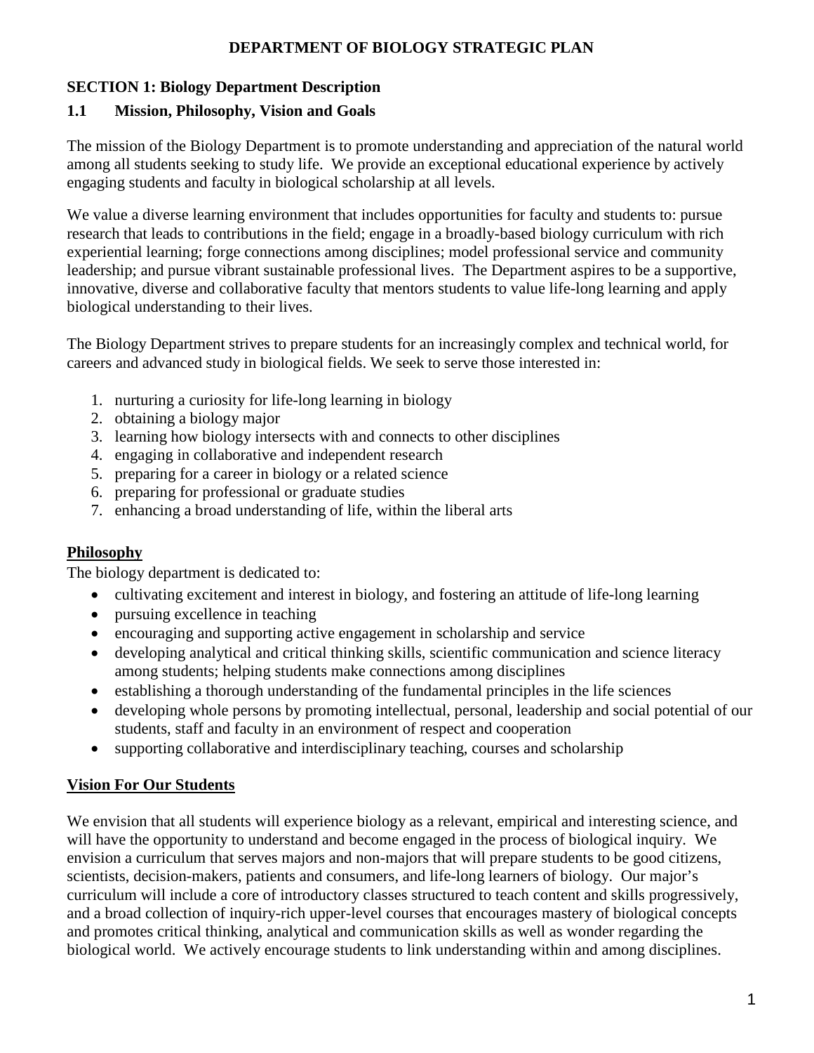# DEPARTMENT OF BIOLOGY STRATEGIC PLAN

## SECTION 1: Biology Department Description

### 1.1 Mission, Philosophy, Vision and Goals

The mission of the Biology Department is to promote understanding and appreciation of the natural world among all students seeking to study life. We provide an exceptional educational experience by actively engaging students and faculty in biological scholarship at all levels.

We value a diverse learning environment that includes opportunities for faculty and students to: pursue research that leads to contributions in the field; engage in a broadly-based biology curriculum with rich experiential learning; forge connections among disciplines; model professional service and community leadership; and pursue vibrant sustainable professional lives. The Department aspires to be a supportive, innovative, diverse and collaborative faculty that mentors students to value life-long learning and apply biological understanding to their lives.

The Biology Department strives to prepare students for an increasingly complex and technical world, for careers and advanced study in biological fields. We seek to serve those interested in:

1. nurturing a curiosity for life-long learning in biology
2. obtaining a biology major
3. learning how biology intersects with and connects to other disciplines
4. engaging in collaborative and independent research
5. preparing for a career in biology or a related science
6. preparing for professional or graduate studies
7. enhancing a broad understanding of life, within the liberal arts

**Philosophy**

The biology department is dedicated to:

- cultivating excitement and interest in biology, and fostering an attitude of life-long learning
- pursuing excellence in teaching
- encouraging and supporting active engagement in scholarship and service
- developing analytical and critical thinking skills, scientific communication and science literacy among students; helping students make connections among disciplines
- establishing a thorough understanding of the fundamental principles in the life sciences
- developing whole persons by promoting intellectual, personal, leadership and social potential of our students, staff and faculty in an environment of respect and cooperation
- supporting collaborative and interdisciplinary teaching, courses and scholarship

**Vision For Our Students**

We envision that all students will experience biology as a relevant, empirical and interesting science, and will have the opportunity to understand and become engaged in the process of biological inquiry. We envision a curriculum that serves majors and non-majors that will prepare students to be good citizens, scientists, decision-makers, patients and consumers, and life-long learners of biology. Our major's curriculum will include a core of introductory classes structured to teach content and skills progressively, and a broad collection of inquiry-rich upper-level courses that encourages mastery of biological concepts and promotes critical thinking, analytical and communication skills as well as wonder regarding the biological world. We actively encourage students to link understanding within and among disciplines.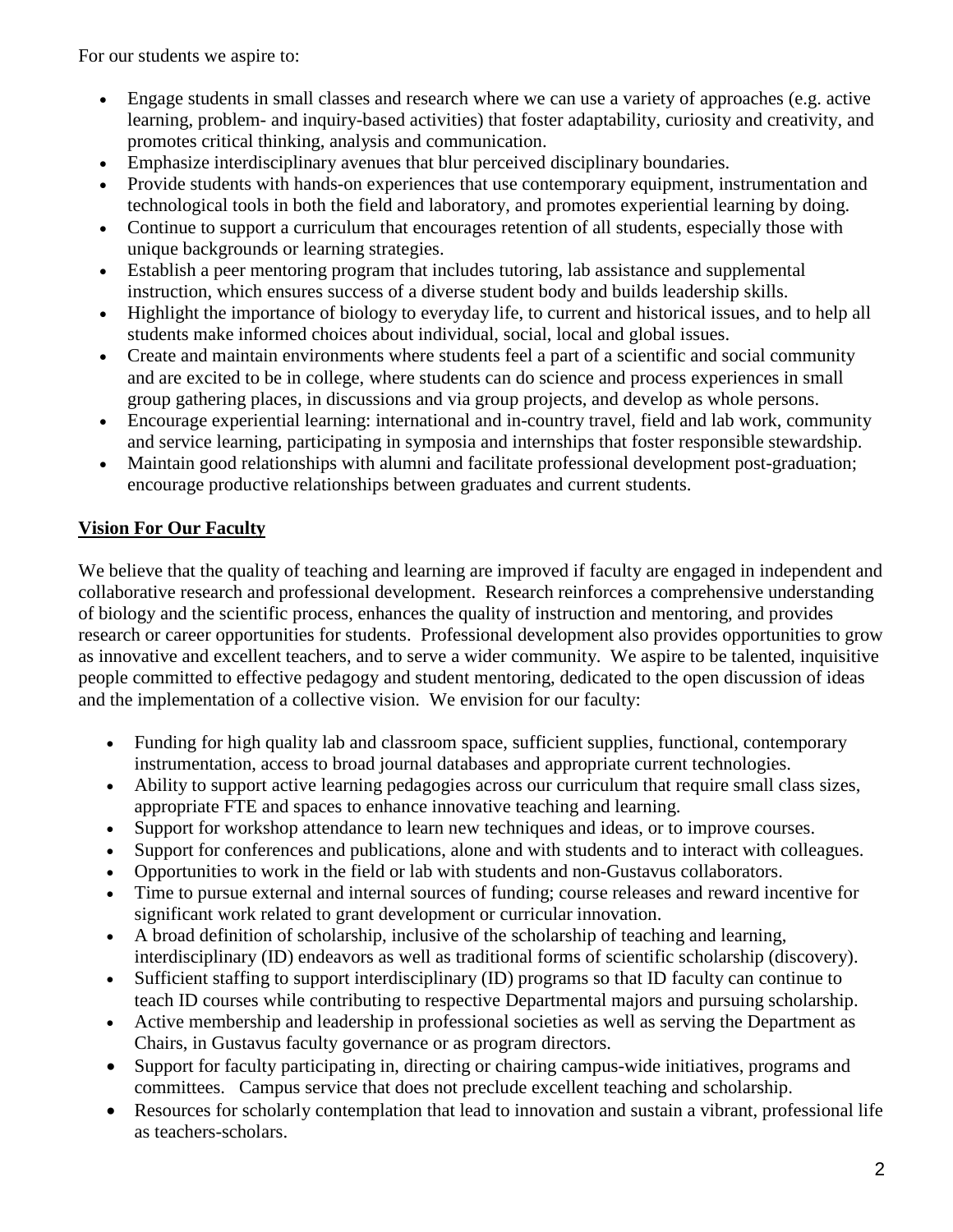For our students we aspire to:

- Engage students in small classes and research where we can use a variety of approaches (e.g. active learning, problem- and inquiry-based activities) that foster adaptability, curiosity and creativity, and promotes critical thinking, analysis and communication.
- Emphasize interdisciplinary avenues that blur perceived disciplinary boundaries.
- Provide students with hands-on experiences that use contemporary equipment, instrumentation and technological tools in both the field and laboratory, and promotes experiential learning by doing.
- Continue to support a curriculum that encourages retention of all students, especially those with unique backgrounds or learning strategies.
- Establish a peer mentoring program that includes tutoring, lab assistance and supplemental instruction, which ensures success of a diverse student body and builds leadership skills.
- Highlight the importance of biology to everyday life, to current and historical issues, and to help all students make informed choices about individual, social, local and global issues.
- Create and maintain environments where students feel a part of a scientific and social community and are excited to be in college, where students can do science and process experiences in small group gathering places, in discussions and via group projects, and develop as whole persons.
- Encourage experiential learning: international and in-country travel, field and lab work, community and service learning, participating in symposia and internships that foster responsible stewardship.
- Maintain good relationships with alumni and facilitate professional development post-graduation; encourage productive relationships between graduates and current students.

## Vision For Our Faculty

We believe that the quality of teaching and learning are improved if faculty are engaged in independent and collaborative research and professional development. Research reinforces a comprehensive understanding of biology and the scientific process, enhances the quality of instruction and mentoring, and provides research or career opportunities for students. Professional development also provides opportunities to grow as innovative and excellent teachers, and to serve a wider community. We aspire to be talented, inquisitive people committed to effective pedagogy and student mentoring, dedicated to the open discussion of ideas and the implementation of a collective vision. We envision for our faculty:

- Funding for high quality lab and classroom space, sufficient supplies, functional, contemporary instrumentation, access to broad journal databases and appropriate current technologies.
- Ability to support active learning pedagogies across our curriculum that require small class sizes, appropriate FTE and spaces to enhance innovative teaching and learning.
- Support for workshop attendance to learn new techniques and ideas, or to improve courses.
- Support for conferences and publications, alone and with students and to interact with colleagues.
- Opportunities to work in the field or lab with students and non-Gustavus collaborators.
- Time to pursue external and internal sources of funding; course releases and reward incentive for significant work related to grant development or curricular innovation.
- A broad definition of scholarship, inclusive of the scholarship of teaching and learning, interdisciplinary (ID) endeavors as well as traditional forms of scientific scholarship (discovery).
- Sufficient staffing to support interdisciplinary (ID) programs so that ID faculty can continue to teach ID courses while contributing to respective Departmental majors and pursuing scholarship.
- Active membership and leadership in professional societies as well as serving the Department as Chairs, in Gustavus faculty governance or as program directors.
- Support for faculty participating in, directing or chairing campus-wide initiatives, programs and committees. Campus service that does not preclude excellent teaching and scholarship.
- Resources for scholarly contemplation that lead to innovation and sustain a vibrant, professional life as teachers-scholars.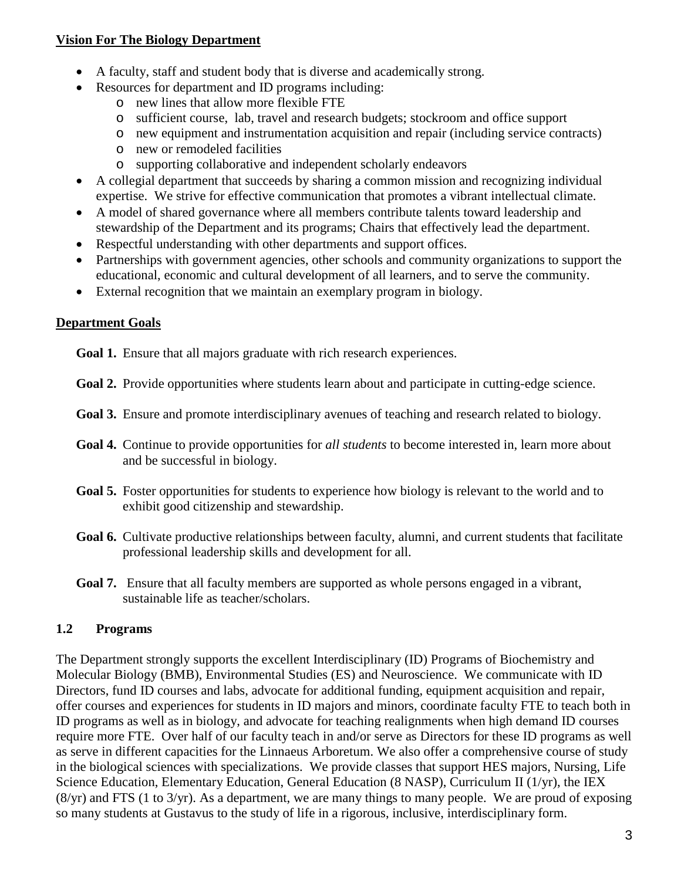**Vision For The Biology Department**

- A faculty, staff and student body that is diverse and academically strong.
- Resources for department and ID programs including:
    - new lines that allow more flexible FTE
    - sufficient course, lab, travel and research budgets; stockroom and office support
    - new equipment and instrumentation acquisition and repair (including service contracts)
    - new or remodeled facilities
    - supporting collaborative and independent scholarly endeavors
- A collegial department that succeeds by sharing a common mission and recognizing individual expertise. We strive for effective communication that promotes a vibrant intellectual climate.
- A model of shared governance where all members contribute talents toward leadership and stewardship of the Department and its programs; Chairs that effectively lead the department.
- Respectful understanding with other departments and support offices.
- Partnerships with government agencies, other schools and community organizations to support the educational, economic and cultural development of all learners, and to serve the community.
- External recognition that we maintain an exemplary program in biology.

**Department Goals**

**Goal 1.** Ensure that all majors graduate with rich research experiences.

**Goal 2.** Provide opportunities where students learn about and participate in cutting-edge science.

**Goal 3.** Ensure and promote interdisciplinary avenues of teaching and research related to biology.

**Goal 4.** Continue to provide opportunities for *all students* to become interested in, learn more about and be successful in biology.

**Goal 5.** Foster opportunities for students to experience how biology is relevant to the world and to exhibit good citizenship and stewardship.

**Goal 6.** Cultivate productive relationships between faculty, alumni, and current students that facilitate professional leadership skills and development for all.

**Goal 7.** Ensure that all faculty members are supported as whole persons engaged in a vibrant, sustainable life as teacher/scholars.

### 1.2 Programs

The Department strongly supports the excellent Interdisciplinary (ID) Programs of Biochemistry and Molecular Biology (BMB), Environmental Studies (ES) and Neuroscience. We communicate with ID Directors, fund ID courses and labs, advocate for additional funding, equipment acquisition and repair, offer courses and experiences for students in ID majors and minors, coordinate faculty FTE to teach both in ID programs as well as in biology, and advocate for teaching realignments when high demand ID courses require more FTE. Over half of our faculty teach in and/or serve as Directors for these ID programs as well as serve in different capacities for the Linnaeus Arboretum. We also offer a comprehensive course of study in the biological sciences with specializations. We provide classes that support HES majors, Nursing, Life Science Education, Elementary Education, General Education (8 NASP), Curriculum II (1/yr), the IEX (8/yr) and FTS (1 to 3/yr). As a department, we are many things to many people. We are proud of exposing so many students at Gustavus to the study of life in a rigorous, inclusive, interdisciplinary form.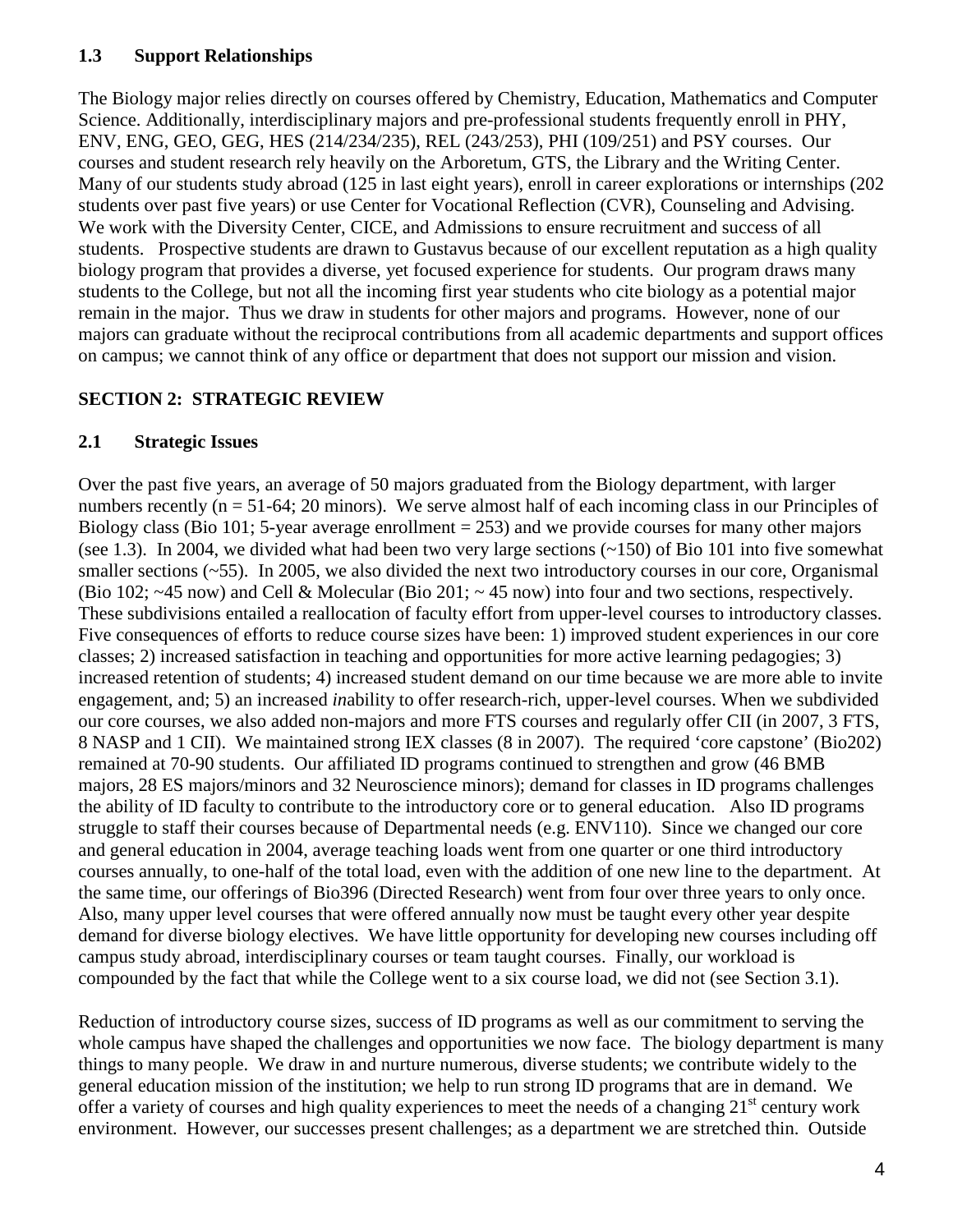### 1.3 Support Relationships

The Biology major relies directly on courses offered by Chemistry, Education, Mathematics and Computer Science. Additionally, interdisciplinary majors and pre-professional students frequently enroll in PHY, ENV, ENG, GEO, GEG, HES (214/234/235), REL (243/253), PHI (109/251) and PSY courses. Our courses and student research rely heavily on the Arboretum, GTS, the Library and the Writing Center. Many of our students study abroad (125 in last eight years), enroll in career explorations or internships (202 students over past five years) or use Center for Vocational Reflection (CVR), Counseling and Advising. We work with the Diversity Center, CICE, and Admissions to ensure recruitment and success of all students. Prospective students are drawn to Gustavus because of our excellent reputation as a high quality biology program that provides a diverse, yet focused experience for students. Our program draws many students to the College, but not all the incoming first year students who cite biology as a potential major remain in the major. Thus we draw in students for other majors and programs. However, none of our majors can graduate without the reciprocal contributions from all academic departments and support offices on campus; we cannot think of any office or department that does not support our mission and vision.

## SECTION 2: STRATEGIC REVIEW

### 2.1 Strategic Issues

Over the past five years, an average of 50 majors graduated from the Biology department, with larger numbers recently (n = 51-64; 20 minors). We serve almost half of each incoming class in our Principles of Biology class (Bio 101; 5-year average enrollment = 253) and we provide courses for many other majors (see 1.3). In 2004, we divided what had been two very large sections (~150) of Bio 101 into five somewhat smaller sections (~55). In 2005, we also divided the next two introductory courses in our core, Organismal (Bio 102; ~45 now) and Cell & Molecular (Bio 201; ~ 45 now) into four and two sections, respectively. These subdivisions entailed a reallocation of faculty effort from upper-level courses to introductory classes. Five consequences of efforts to reduce course sizes have been: 1) improved student experiences in our core classes; 2) increased satisfaction in teaching and opportunities for more active learning pedagogies; 3) increased retention of students; 4) increased student demand on our time because we are more able to invite engagement, and; 5) an increased *in*ability to offer research-rich, upper-level courses. When we subdivided our core courses, we also added non-majors and more FTS courses and regularly offer CII (in 2007, 3 FTS, 8 NASP and 1 CII). We maintained strong IEX classes (8 in 2007). The required 'core capstone' (Bio202) remained at 70-90 students. Our affiliated ID programs continued to strengthen and grow (46 BMB majors, 28 ES majors/minors and 32 Neuroscience minors); demand for classes in ID programs challenges the ability of ID faculty to contribute to the introductory core or to general education. Also ID programs struggle to staff their courses because of Departmental needs (e.g. ENV110). Since we changed our core and general education in 2004, average teaching loads went from one quarter or one third introductory courses annually, to one-half of the total load, even with the addition of one new line to the department. At the same time, our offerings of Bio396 (Directed Research) went from four over three years to only once. Also, many upper level courses that were offered annually now must be taught every other year despite demand for diverse biology electives. We have little opportunity for developing new courses including off campus study abroad, interdisciplinary courses or team taught courses. Finally, our workload is compounded by the fact that while the College went to a six course load, we did not (see Section 3.1).

Reduction of introductory course sizes, success of ID programs as well as our commitment to serving the whole campus have shaped the challenges and opportunities we now face. The biology department is many things to many people. We draw in and nurture numerous, diverse students; we contribute widely to the general education mission of the institution; we help to run strong ID programs that are in demand. We offer a variety of courses and high quality experiences to meet the needs of a changing 21st century work environment. However, our successes present challenges; as a department we are stretched thin. Outside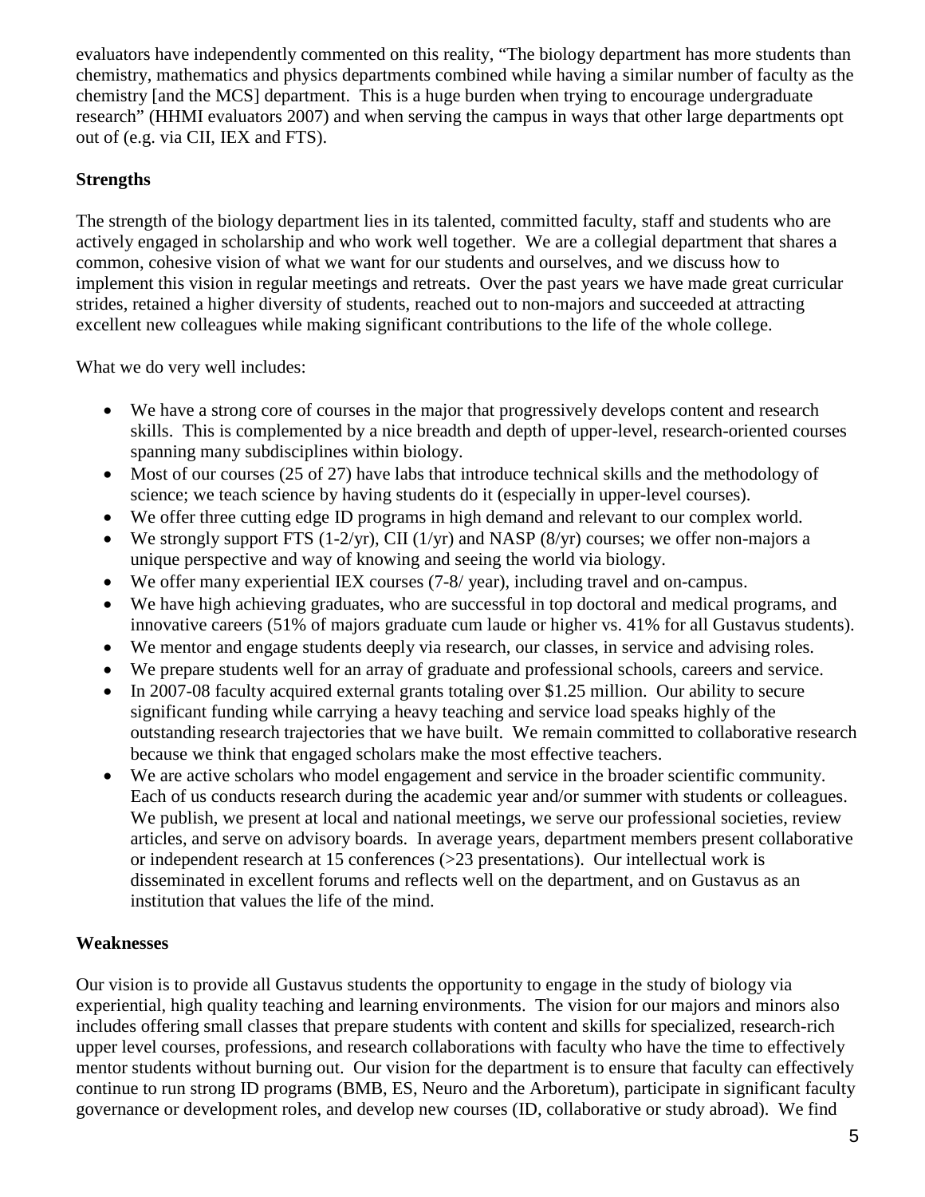evaluators have independently commented on this reality, "The biology department has more students than chemistry, mathematics and physics departments combined while having a similar number of faculty as the chemistry [and the MCS] department. This is a huge burden when trying to encourage undergraduate research" (HHMI evaluators 2007) and when serving the campus in ways that other large departments opt out of (e.g. via CII, IEX and FTS).

**Strengths**

The strength of the biology department lies in its talented, committed faculty, staff and students who are actively engaged in scholarship and who work well together. We are a collegial department that shares a common, cohesive vision of what we want for our students and ourselves, and we discuss how to implement this vision in regular meetings and retreats. Over the past years we have made great curricular strides, retained a higher diversity of students, reached out to non-majors and succeeded at attracting excellent new colleagues while making significant contributions to the life of the whole college.

What we do very well includes:

- We have a strong core of courses in the major that progressively develops content and research skills. This is complemented by a nice breadth and depth of upper-level, research-oriented courses spanning many subdisciplines within biology.
- Most of our courses (25 of 27) have labs that introduce technical skills and the methodology of science; we teach science by having students do it (especially in upper-level courses).
- We offer three cutting edge ID programs in high demand and relevant to our complex world.
- We strongly support FTS (1-2/yr), CII (1/yr) and NASP (8/yr) courses; we offer non-majors a unique perspective and way of knowing and seeing the world via biology.
- We offer many experiential IEX courses (7-8/ year), including travel and on-campus.
- We have high achieving graduates, who are successful in top doctoral and medical programs, and innovative careers (51% of majors graduate cum laude or higher vs. 41% for all Gustavus students).
- We mentor and engage students deeply via research, our classes, in service and advising roles.
- We prepare students well for an array of graduate and professional schools, careers and service.
- In 2007-08 faculty acquired external grants totaling over $1.25 million. Our ability to secure significant funding while carrying a heavy teaching and service load speaks highly of the outstanding research trajectories that we have built. We remain committed to collaborative research because we think that engaged scholars make the most effective teachers.
- We are active scholars who model engagement and service in the broader scientific community. Each of us conducts research during the academic year and/or summer with students or colleagues. We publish, we present at local and national meetings, we serve our professional societies, review articles, and serve on advisory boards. In average years, department members present collaborative or independent research at 15 conferences (>23 presentations). Our intellectual work is disseminated in excellent forums and reflects well on the department, and on Gustavus as an institution that values the life of the mind.

**Weaknesses**

Our vision is to provide all Gustavus students the opportunity to engage in the study of biology via experiential, high quality teaching and learning environments. The vision for our majors and minors also includes offering small classes that prepare students with content and skills for specialized, research-rich upper level courses, professions, and research collaborations with faculty who have the time to effectively mentor students without burning out. Our vision for the department is to ensure that faculty can effectively continue to run strong ID programs (BMB, ES, Neuro and the Arboretum), participate in significant faculty governance or development roles, and develop new courses (ID, collaborative or study abroad). We find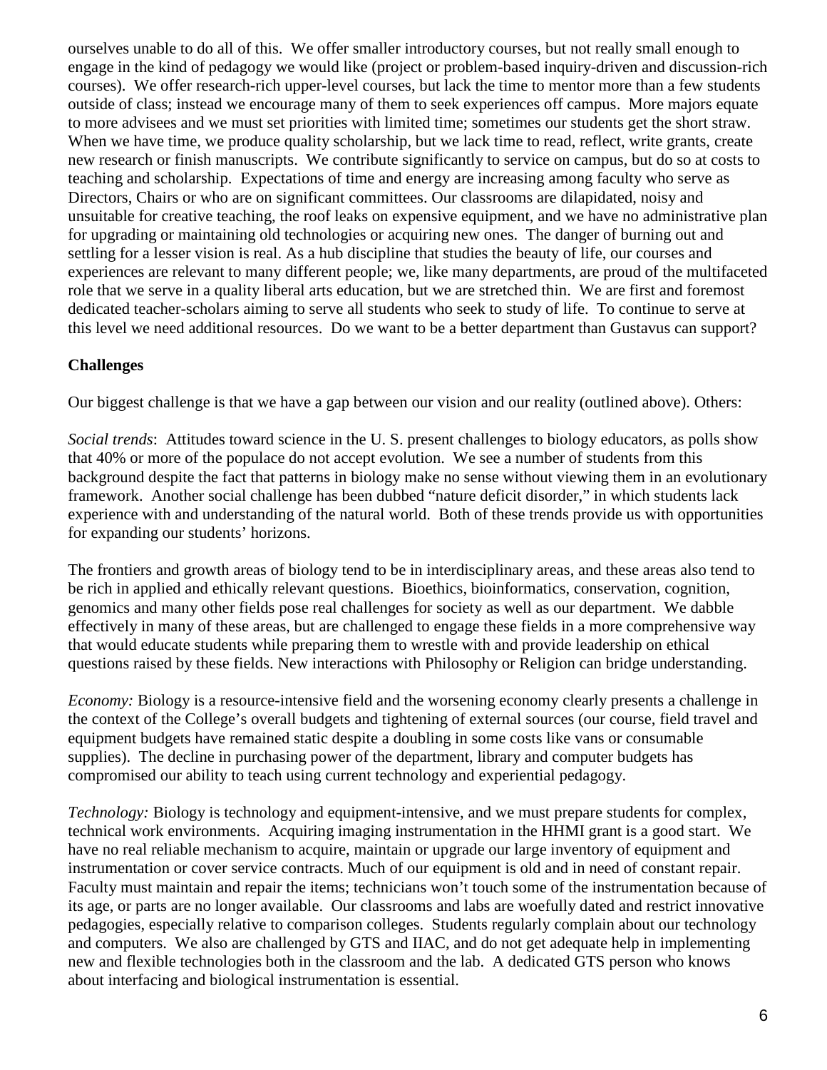ourselves unable to do all of this. We offer smaller introductory courses, but not really small enough to engage in the kind of pedagogy we would like (project or problem-based inquiry-driven and discussion-rich courses). We offer research-rich upper-level courses, but lack the time to mentor more than a few students outside of class; instead we encourage many of them to seek experiences off campus. More majors equate to more advisees and we must set priorities with limited time; sometimes our students get the short straw. When we have time, we produce quality scholarship, but we lack time to read, reflect, write grants, create new research or finish manuscripts. We contribute significantly to service on campus, but do so at costs to teaching and scholarship. Expectations of time and energy are increasing among faculty who serve as Directors, Chairs or who are on significant committees. Our classrooms are dilapidated, noisy and unsuitable for creative teaching, the roof leaks on expensive equipment, and we have no administrative plan for upgrading or maintaining old technologies or acquiring new ones. The danger of burning out and settling for a lesser vision is real. As a hub discipline that studies the beauty of life, our courses and experiences are relevant to many different people; we, like many departments, are proud of the multifaceted role that we serve in a quality liberal arts education, but we are stretched thin. We are first and foremost dedicated teacher-scholars aiming to serve all students who seek to study of life. To continue to serve at this level we need additional resources. Do we want to be a better department than Gustavus can support?

**Challenges**

Our biggest challenge is that we have a gap between our vision and our reality (outlined above). Others:

*Social trends*: Attitudes toward science in the U. S. present challenges to biology educators, as polls show that 40% or more of the populace do not accept evolution. We see a number of students from this background despite the fact that patterns in biology make no sense without viewing them in an evolutionary framework. Another social challenge has been dubbed "nature deficit disorder," in which students lack experience with and understanding of the natural world. Both of these trends provide us with opportunities for expanding our students' horizons.

The frontiers and growth areas of biology tend to be in interdisciplinary areas, and these areas also tend to be rich in applied and ethically relevant questions. Bioethics, bioinformatics, conservation, cognition, genomics and many other fields pose real challenges for society as well as our department. We dabble effectively in many of these areas, but are challenged to engage these fields in a more comprehensive way that would educate students while preparing them to wrestle with and provide leadership on ethical questions raised by these fields. New interactions with Philosophy or Religion can bridge understanding.

*Economy:* Biology is a resource-intensive field and the worsening economy clearly presents a challenge in the context of the College's overall budgets and tightening of external sources (our course, field travel and equipment budgets have remained static despite a doubling in some costs like vans or consumable supplies). The decline in purchasing power of the department, library and computer budgets has compromised our ability to teach using current technology and experiential pedagogy.

*Technology:* Biology is technology and equipment-intensive, and we must prepare students for complex, technical work environments. Acquiring imaging instrumentation in the HHMI grant is a good start. We have no real reliable mechanism to acquire, maintain or upgrade our large inventory of equipment and instrumentation or cover service contracts. Much of our equipment is old and in need of constant repair. Faculty must maintain and repair the items; technicians won't touch some of the instrumentation because of its age, or parts are no longer available. Our classrooms and labs are woefully dated and restrict innovative pedagogies, especially relative to comparison colleges. Students regularly complain about our technology and computers. We also are challenged by GTS and IIAC, and do not get adequate help in implementing new and flexible technologies both in the classroom and the lab. A dedicated GTS person who knows about interfacing and biological instrumentation is essential.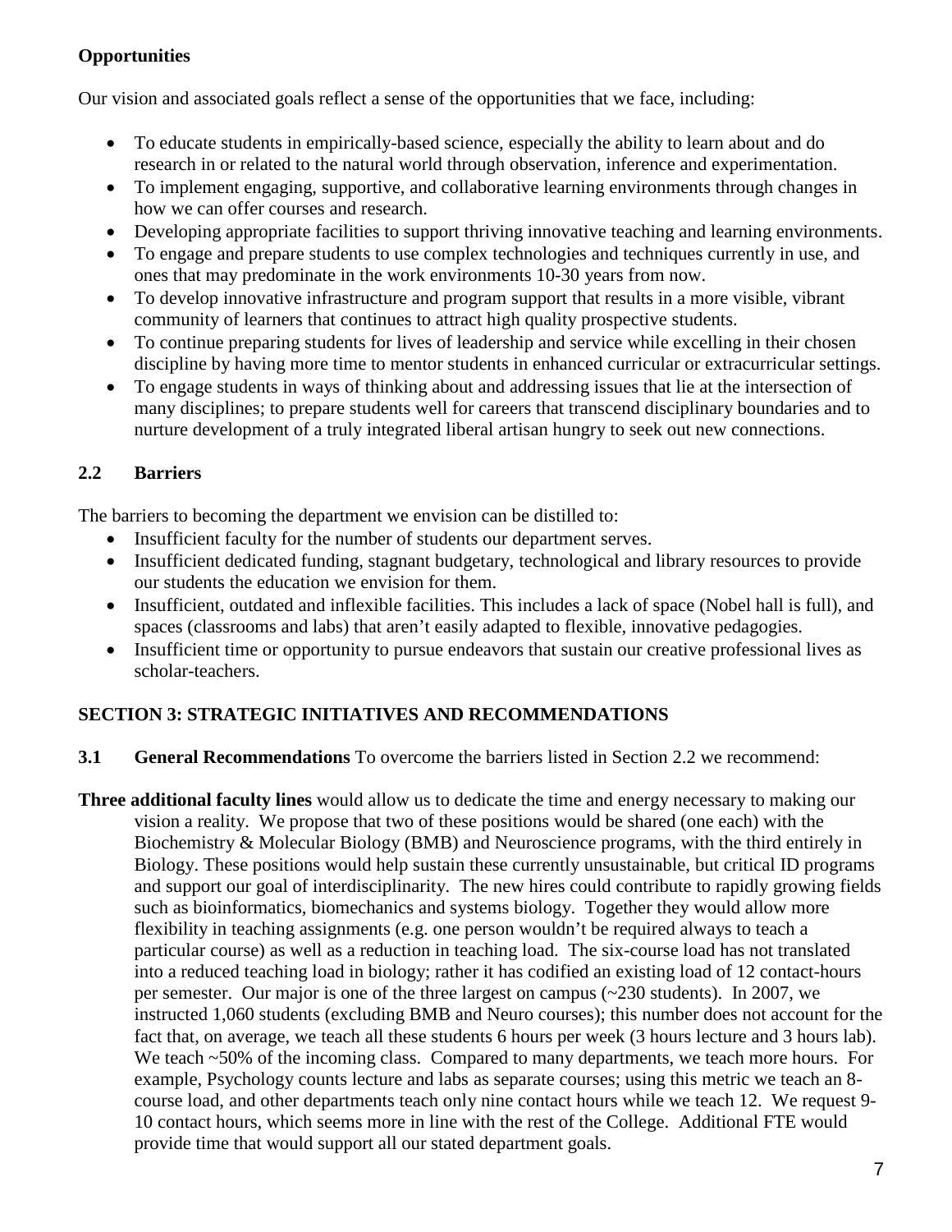**Opportunities**

Our vision and associated goals reflect a sense of the opportunities that we face, including:

- To educate students in empirically-based science, especially the ability to learn about and do research in or related to the natural world through observation, inference and experimentation.
- To implement engaging, supportive, and collaborative learning environments through changes in how we can offer courses and research.
- Developing appropriate facilities to support thriving innovative teaching and learning environments.
- To engage and prepare students to use complex technologies and techniques currently in use, and ones that may predominate in the work environments 10-30 years from now.
- To develop innovative infrastructure and program support that results in a more visible, vibrant community of learners that continues to attract high quality prospective students.
- To continue preparing students for lives of leadership and service while excelling in their chosen discipline by having more time to mentor students in enhanced curricular or extracurricular settings.
- To engage students in ways of thinking about and addressing issues that lie at the intersection of many disciplines; to prepare students well for careers that transcend disciplinary boundaries and to nurture development of a truly integrated liberal artisan hungry to seek out new connections.

## 2.2 Barriers

The barriers to becoming the department we envision can be distilled to:

- Insufficient faculty for the number of students our department serves.
- Insufficient dedicated funding, stagnant budgetary, technological and library resources to provide our students the education we envision for them.
- Insufficient, outdated and inflexible facilities. This includes a lack of space (Nobel hall is full), and spaces (classrooms and labs) that aren't easily adapted to flexible, innovative pedagogies.
- Insufficient time or opportunity to pursue endeavors that sustain our creative professional lives as scholar-teachers.

# SECTION 3: STRATEGIC INITIATIVES AND RECOMMENDATIONS

**3.1 General Recommendations** To overcome the barriers listed in Section 2.2 we recommend:

**Three additional faculty lines** would allow us to dedicate the time and energy necessary to making our vision a reality. We propose that two of these positions would be shared (one each) with the Biochemistry & Molecular Biology (BMB) and Neuroscience programs, with the third entirely in Biology. These positions would help sustain these currently unsustainable, but critical ID programs and support our goal of interdisciplinarity. The new hires could contribute to rapidly growing fields such as bioinformatics, biomechanics and systems biology. Together they would allow more flexibility in teaching assignments (e.g. one person wouldn't be required always to teach a particular course) as well as a reduction in teaching load. The six-course load has not translated into a reduced teaching load in biology; rather it has codified an existing load of 12 contact-hours per semester. Our major is one of the three largest on campus (~230 students). In 2007, we instructed 1,060 students (excluding BMB and Neuro courses); this number does not account for the fact that, on average, we teach all these students 6 hours per week (3 hours lecture and 3 hours lab). We teach ~50% of the incoming class. Compared to many departments, we teach more hours. For example, Psychology counts lecture and labs as separate courses; using this metric we teach an 8-course load, and other departments teach only nine contact hours while we teach 12. We request 9-10 contact hours, which seems more in line with the rest of the College. Additional FTE would provide time that would support all our stated department goals.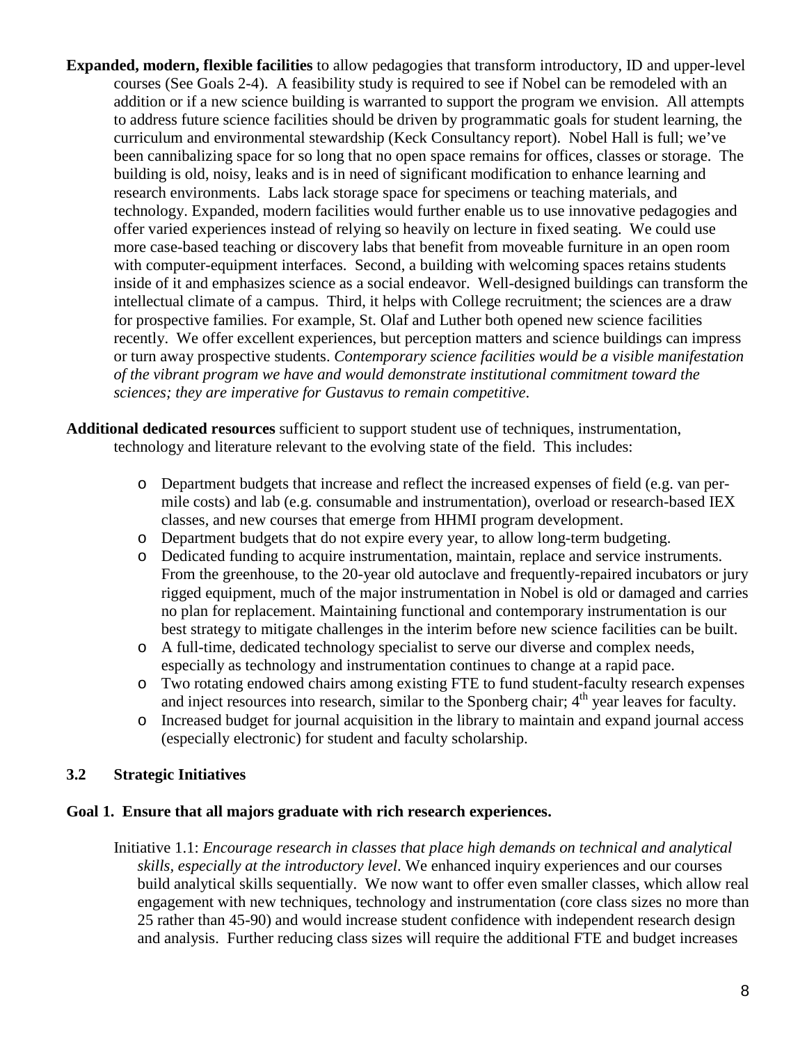**Expanded, modern, flexible facilities** to allow pedagogies that transform introductory, ID and upper-level courses (See Goals 2-4). A feasibility study is required to see if Nobel can be remodeled with an addition or if a new science building is warranted to support the program we envision. All attempts to address future science facilities should be driven by programmatic goals for student learning, the curriculum and environmental stewardship (Keck Consultancy report). Nobel Hall is full; we've been cannibalizing space for so long that no open space remains for offices, classes or storage. The building is old, noisy, leaks and is in need of significant modification to enhance learning and research environments. Labs lack storage space for specimens or teaching materials, and technology. Expanded, modern facilities would further enable us to use innovative pedagogies and offer varied experiences instead of relying so heavily on lecture in fixed seating. We could use more case-based teaching or discovery labs that benefit from moveable furniture in an open room with computer-equipment interfaces. Second, a building with welcoming spaces retains students inside of it and emphasizes science as a social endeavor. Well-designed buildings can transform the intellectual climate of a campus. Third, it helps with College recruitment; the sciences are a draw for prospective families. For example, St. Olaf and Luther both opened new science facilities recently. We offer excellent experiences, but perception matters and science buildings can impress or turn away prospective students. *Contemporary science facilities would be a visible manifestation of the vibrant program we have and would demonstrate institutional commitment toward the sciences; they are imperative for Gustavus to remain competitive*.

**Additional dedicated resources** sufficient to support student use of techniques, instrumentation, technology and literature relevant to the evolving state of the field. This includes:

- Department budgets that increase and reflect the increased expenses of field (e.g. van per-mile costs) and lab (e.g. consumable and instrumentation), overload or research-based IEX classes, and new courses that emerge from HHMI program development.
- Department budgets that do not expire every year, to allow long-term budgeting.
- Dedicated funding to acquire instrumentation, maintain, replace and service instruments. From the greenhouse, to the 20-year old autoclave and frequently-repaired incubators or jury rigged equipment, much of the major instrumentation in Nobel is old or damaged and carries no plan for replacement. Maintaining functional and contemporary instrumentation is our best strategy to mitigate challenges in the interim before new science facilities can be built.
- A full-time, dedicated technology specialist to serve our diverse and complex needs, especially as technology and instrumentation continues to change at a rapid pace.
- Two rotating endowed chairs among existing FTE to fund student-faculty research expenses and inject resources into research, similar to the Sponberg chair; 4th year leaves for faculty.
- Increased budget for journal acquisition in the library to maintain and expand journal access (especially electronic) for student and faculty scholarship.

### 3.2 Strategic Initiatives

#### Goal 1. Ensure that all majors graduate with rich research experiences.

Initiative 1.1: *Encourage research in classes that place high demands on technical and analytical skills, especially at the introductory level*. We enhanced inquiry experiences and our courses build analytical skills sequentially. We now want to offer even smaller classes, which allow real engagement with new techniques, technology and instrumentation (core class sizes no more than 25 rather than 45-90) and would increase student confidence with independent research design and analysis. Further reducing class sizes will require the additional FTE and budget increases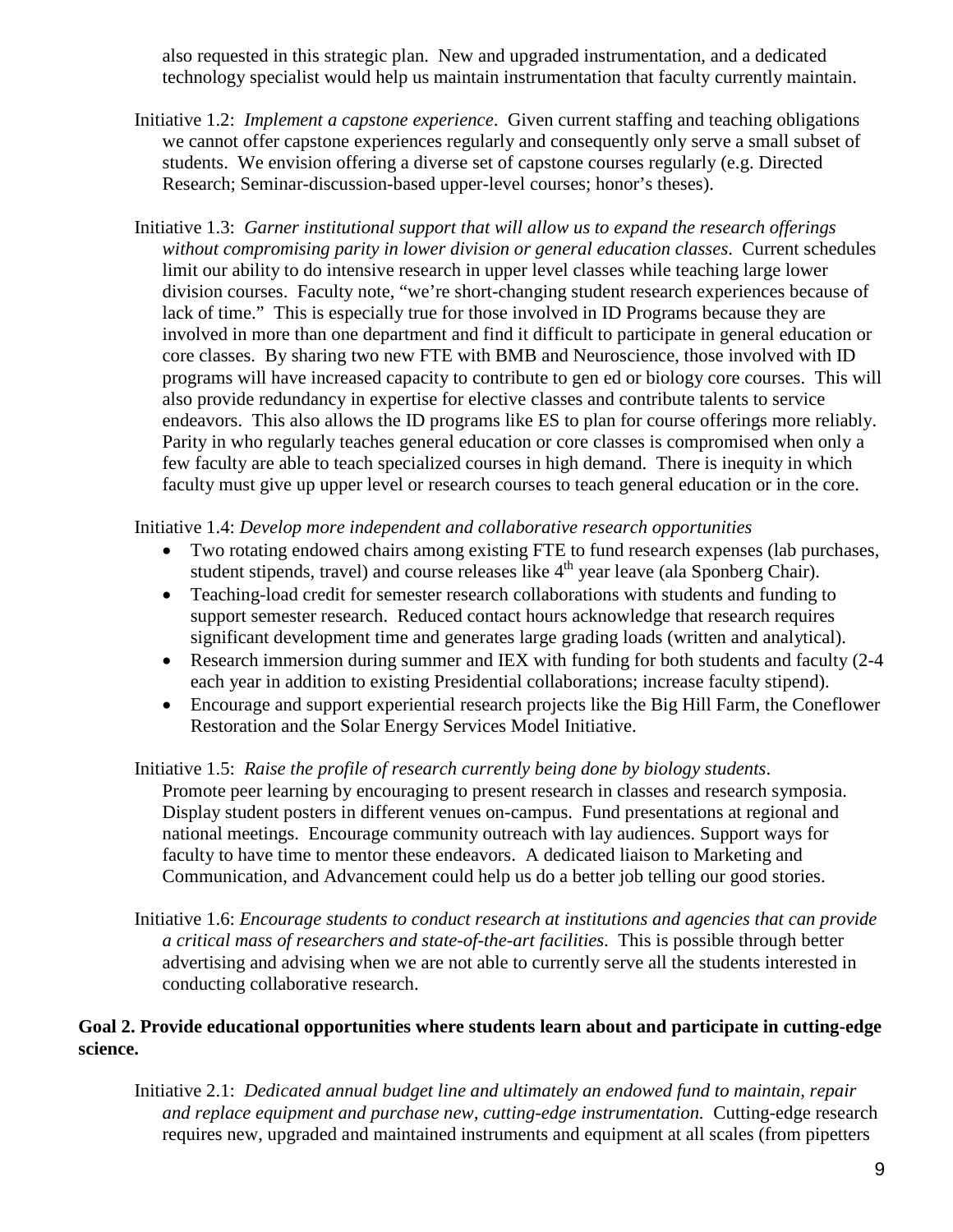also requested in this strategic plan. New and upgraded instrumentation, and a dedicated technology specialist would help us maintain instrumentation that faculty currently maintain.

Initiative 1.2: *Implement a capstone experience*. Given current staffing and teaching obligations we cannot offer capstone experiences regularly and consequently only serve a small subset of students. We envision offering a diverse set of capstone courses regularly (e.g. Directed Research; Seminar-discussion-based upper-level courses; honor's theses).

Initiative 1.3: *Garner institutional support that will allow us to expand the research offerings without compromising parity in lower division or general education classes*. Current schedules limit our ability to do intensive research in upper level classes while teaching large lower division courses. Faculty note, "we're short-changing student research experiences because of lack of time." This is especially true for those involved in ID Programs because they are involved in more than one department and find it difficult to participate in general education or core classes. By sharing two new FTE with BMB and Neuroscience, those involved with ID programs will have increased capacity to contribute to gen ed or biology core courses. This will also provide redundancy in expertise for elective classes and contribute talents to service endeavors. This also allows the ID programs like ES to plan for course offerings more reliably. Parity in who regularly teaches general education or core classes is compromised when only a few faculty are able to teach specialized courses in high demand. There is inequity in which faculty must give up upper level or research courses to teach general education or in the core.

Initiative 1.4: *Develop more independent and collaborative research opportunities*

- Two rotating endowed chairs among existing FTE to fund research expenses (lab purchases, student stipends, travel) and course releases like 4th year leave (ala Sponberg Chair).
- Teaching-load credit for semester research collaborations with students and funding to support semester research. Reduced contact hours acknowledge that research requires significant development time and generates large grading loads (written and analytical).
- Research immersion during summer and IEX with funding for both students and faculty (2-4 each year in addition to existing Presidential collaborations; increase faculty stipend).
- Encourage and support experiential research projects like the Big Hill Farm, the Coneflower Restoration and the Solar Energy Services Model Initiative.

Initiative 1.5: *Raise the profile of research currently being done by biology students*. Promote peer learning by encouraging to present research in classes and research symposia. Display student posters in different venues on-campus. Fund presentations at regional and national meetings. Encourage community outreach with lay audiences. Support ways for faculty to have time to mentor these endeavors. A dedicated liaison to Marketing and Communication, and Advancement could help us do a better job telling our good stories.

Initiative 1.6: *Encourage students to conduct research at institutions and agencies that can provide a critical mass of researchers and state-of-the-art facilities*. This is possible through better advertising and advising when we are not able to currently serve all the students interested in conducting collaborative research.

**Goal 2. Provide educational opportunities where students learn about and participate in cutting-edge science.**

Initiative 2.1: *Dedicated annual budget line and ultimately an endowed fund to maintain, repair and replace equipment and purchase new, cutting-edge instrumentation.* Cutting-edge research requires new, upgraded and maintained instruments and equipment at all scales (from pipetters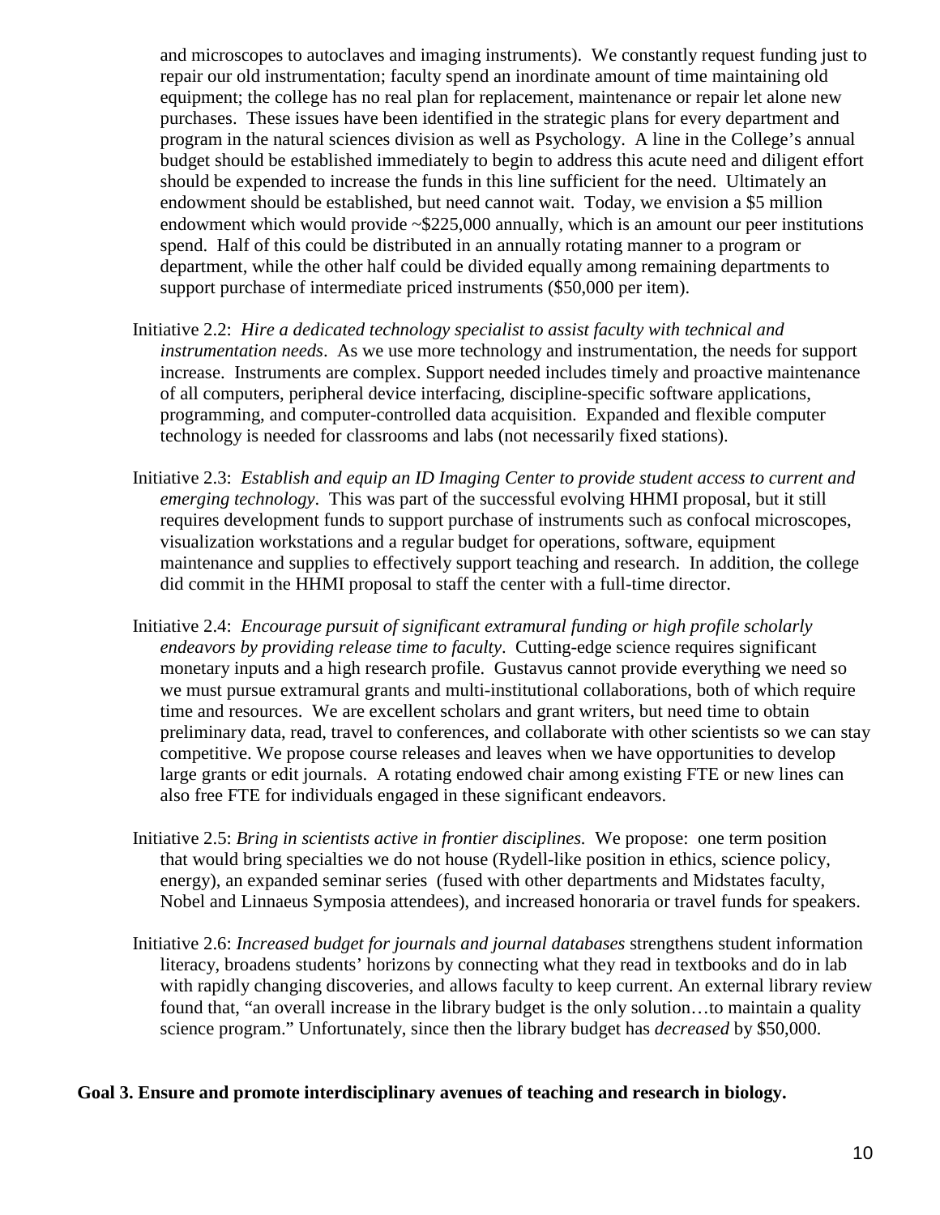and microscopes to autoclaves and imaging instruments). We constantly request funding just to repair our old instrumentation; faculty spend an inordinate amount of time maintaining old equipment; the college has no real plan for replacement, maintenance or repair let alone new purchases. These issues have been identified in the strategic plans for every department and program in the natural sciences division as well as Psychology. A line in the College's annual budget should be established immediately to begin to address this acute need and diligent effort should be expended to increase the funds in this line sufficient for the need. Ultimately an endowment should be established, but need cannot wait. Today, we envision a \$5 million endowment which would provide ~\$225,000 annually, which is an amount our peer institutions spend. Half of this could be distributed in an annually rotating manner to a program or department, while the other half could be divided equally among remaining departments to support purchase of intermediate priced instruments (\$50,000 per item).

Initiative 2.2: *Hire a dedicated technology specialist to assist faculty with technical and instrumentation needs*. As we use more technology and instrumentation, the needs for support increase. Instruments are complex. Support needed includes timely and proactive maintenance of all computers, peripheral device interfacing, discipline-specific software applications, programming, and computer-controlled data acquisition. Expanded and flexible computer technology is needed for classrooms and labs (not necessarily fixed stations).

Initiative 2.3: *Establish and equip an ID Imaging Center to provide student access to current and emerging technology*. This was part of the successful evolving HHMI proposal, but it still requires development funds to support purchase of instruments such as confocal microscopes, visualization workstations and a regular budget for operations, software, equipment maintenance and supplies to effectively support teaching and research. In addition, the college did commit in the HHMI proposal to staff the center with a full-time director.

Initiative 2.4: *Encourage pursuit of significant extramural funding or high profile scholarly endeavors by providing release time to faculty*. Cutting-edge science requires significant monetary inputs and a high research profile. Gustavus cannot provide everything we need so we must pursue extramural grants and multi-institutional collaborations, both of which require time and resources. We are excellent scholars and grant writers, but need time to obtain preliminary data, read, travel to conferences, and collaborate with other scientists so we can stay competitive. We propose course releases and leaves when we have opportunities to develop large grants or edit journals. A rotating endowed chair among existing FTE or new lines can also free FTE for individuals engaged in these significant endeavors.

Initiative 2.5: *Bring in scientists active in frontier disciplines.* We propose: one term position that would bring specialties we do not house (Rydell-like position in ethics, science policy, energy), an expanded seminar series (fused with other departments and Midstates faculty, Nobel and Linnaeus Symposia attendees), and increased honoraria or travel funds for speakers.

Initiative 2.6: *Increased budget for journals and journal databases* strengthens student information literacy, broadens students' horizons by connecting what they read in textbooks and do in lab with rapidly changing discoveries, and allows faculty to keep current. An external library review found that, "an overall increase in the library budget is the only solution…to maintain a quality science program." Unfortunately, since then the library budget has *decreased* by \$50,000.

**Goal 3. Ensure and promote interdisciplinary avenues of teaching and research in biology.**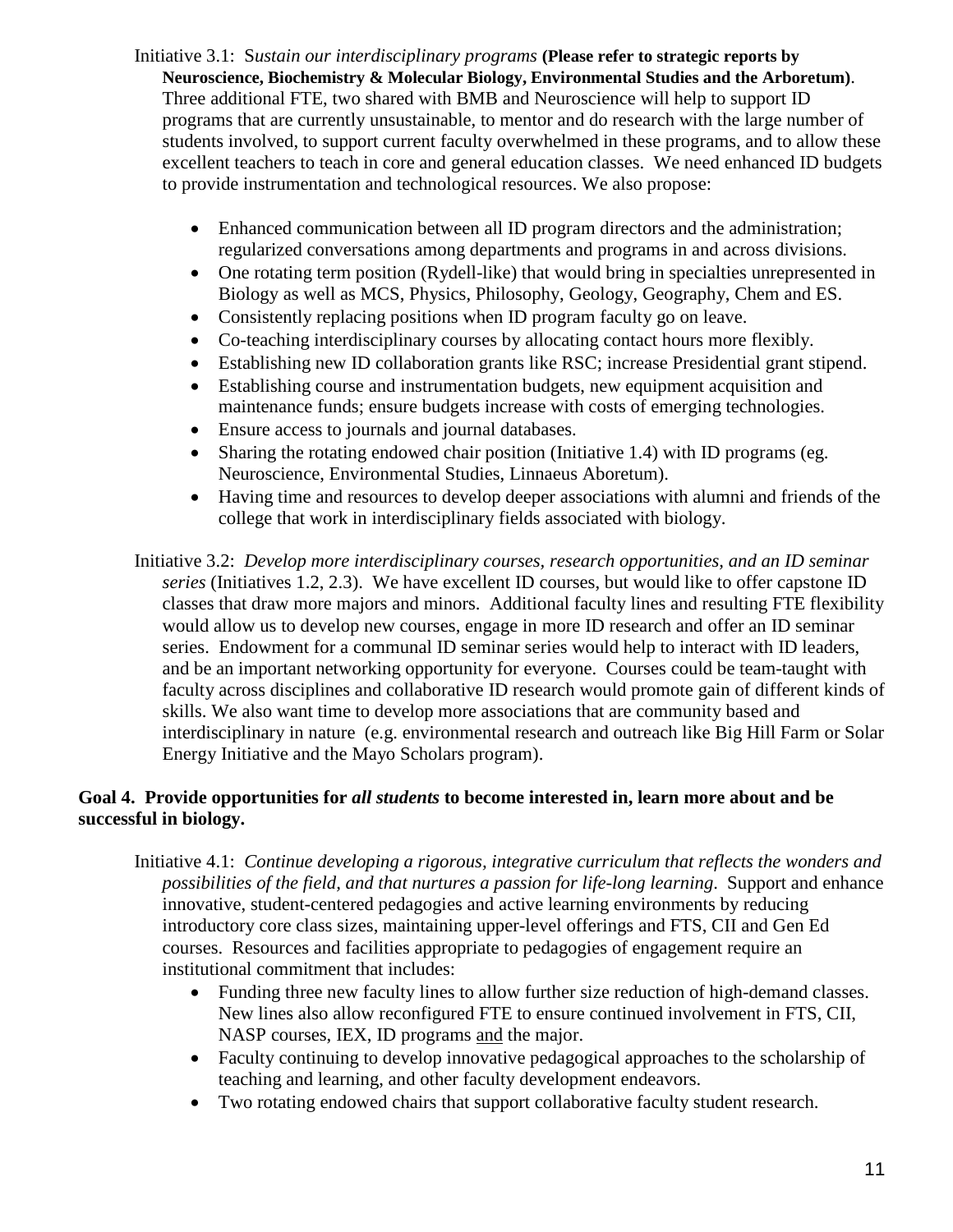Initiative 3.1: S*ustain our interdisciplinary programs* **(Please refer to strategic reports by Neuroscience, Biochemistry & Molecular Biology, Environmental Studies and the Arboretum)**. Three additional FTE, two shared with BMB and Neuroscience will help to support ID programs that are currently unsustainable, to mentor and do research with the large number of students involved, to support current faculty overwhelmed in these programs, and to allow these excellent teachers to teach in core and general education classes. We need enhanced ID budgets to provide instrumentation and technological resources. We also propose:

- Enhanced communication between all ID program directors and the administration; regularized conversations among departments and programs in and across divisions.
- One rotating term position (Rydell-like) that would bring in specialties unrepresented in Biology as well as MCS, Physics, Philosophy, Geology, Geography, Chem and ES.
- Consistently replacing positions when ID program faculty go on leave.
- Co-teaching interdisciplinary courses by allocating contact hours more flexibly.
- Establishing new ID collaboration grants like RSC; increase Presidential grant stipend.
- Establishing course and instrumentation budgets, new equipment acquisition and maintenance funds; ensure budgets increase with costs of emerging technologies.
- Ensure access to journals and journal databases.
- Sharing the rotating endowed chair position (Initiative 1.4) with ID programs (eg. Neuroscience, Environmental Studies, Linnaeus Aboretum).
- Having time and resources to develop deeper associations with alumni and friends of the college that work in interdisciplinary fields associated with biology.

Initiative 3.2: *Develop more interdisciplinary courses, research opportunities, and an ID seminar series* (Initiatives 1.2, 2.3). We have excellent ID courses, but would like to offer capstone ID classes that draw more majors and minors. Additional faculty lines and resulting FTE flexibility would allow us to develop new courses, engage in more ID research and offer an ID seminar series. Endowment for a communal ID seminar series would help to interact with ID leaders, and be an important networking opportunity for everyone. Courses could be team-taught with faculty across disciplines and collaborative ID research would promote gain of different kinds of skills. We also want time to develop more associations that are community based and interdisciplinary in nature (e.g. environmental research and outreach like Big Hill Farm or Solar Energy Initiative and the Mayo Scholars program).

**Goal 4. Provide opportunities for *all students* to become interested in, learn more about and be successful in biology.**

Initiative 4.1: *Continue developing a rigorous, integrative curriculum that reflects the wonders and possibilities of the field, and that nurtures a passion for life-long learning*. Support and enhance innovative, student-centered pedagogies and active learning environments by reducing introductory core class sizes, maintaining upper-level offerings and FTS, CII and Gen Ed courses. Resources and facilities appropriate to pedagogies of engagement require an institutional commitment that includes:

- Funding three new faculty lines to allow further size reduction of high-demand classes. New lines also allow reconfigured FTE to ensure continued involvement in FTS, CII, NASP courses, IEX, ID programs and the major.
- Faculty continuing to develop innovative pedagogical approaches to the scholarship of teaching and learning, and other faculty development endeavors.
- Two rotating endowed chairs that support collaborative faculty student research.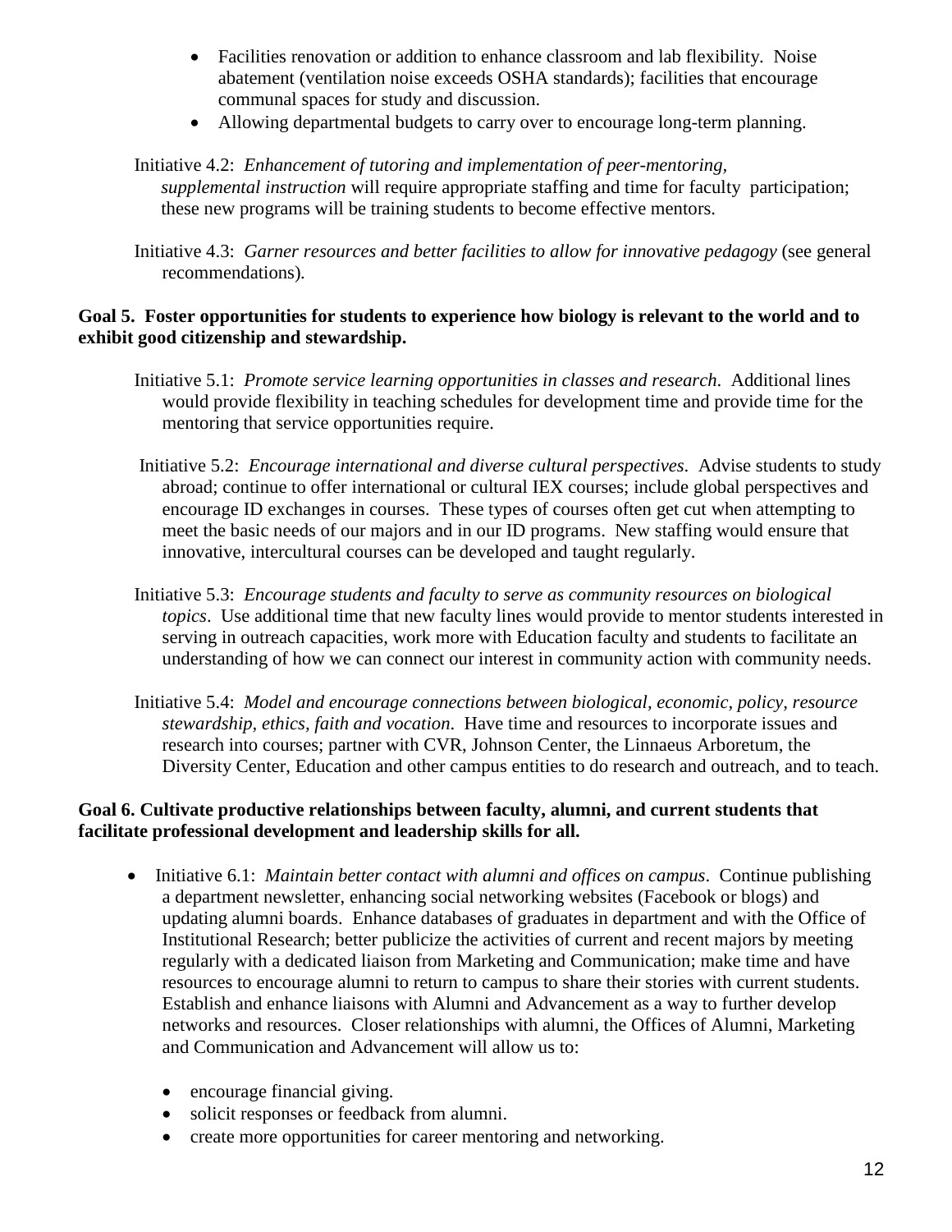- Facilities renovation or addition to enhance classroom and lab flexibility. Noise abatement (ventilation noise exceeds OSHA standards); facilities that encourage communal spaces for study and discussion.
- Allowing departmental budgets to carry over to encourage long-term planning.

Initiative 4.2: *Enhancement of tutoring and implementation of peer-mentoring, supplemental instruction* will require appropriate staffing and time for faculty participation; these new programs will be training students to become effective mentors.

Initiative 4.3: *Garner resources and better facilities to allow for innovative pedagogy* (see general recommendations).

**Goal 5. Foster opportunities for students to experience how biology is relevant to the world and to exhibit good citizenship and stewardship.**

Initiative 5.1: *Promote service learning opportunities in classes and research*. Additional lines would provide flexibility in teaching schedules for development time and provide time for the mentoring that service opportunities require.

Initiative 5.2: *Encourage international and diverse cultural perspectives*. Advise students to study abroad; continue to offer international or cultural IEX courses; include global perspectives and encourage ID exchanges in courses. These types of courses often get cut when attempting to meet the basic needs of our majors and in our ID programs. New staffing would ensure that innovative, intercultural courses can be developed and taught regularly.

Initiative 5.3: *Encourage students and faculty to serve as community resources on biological topics*. Use additional time that new faculty lines would provide to mentor students interested in serving in outreach capacities, work more with Education faculty and students to facilitate an understanding of how we can connect our interest in community action with community needs.

Initiative 5.4: *Model and encourage connections between biological, economic, policy, resource stewardship, ethics, faith and vocation*. Have time and resources to incorporate issues and research into courses; partner with CVR, Johnson Center, the Linnaeus Arboretum, the Diversity Center, Education and other campus entities to do research and outreach, and to teach.

**Goal 6. Cultivate productive relationships between faculty, alumni, and current students that facilitate professional development and leadership skills for all.**

- Initiative 6.1: *Maintain better contact with alumni and offices on campus*. Continue publishing a department newsletter, enhancing social networking websites (Facebook or blogs) and updating alumni boards. Enhance databases of graduates in department and with the Office of Institutional Research; better publicize the activities of current and recent majors by meeting regularly with a dedicated liaison from Marketing and Communication; make time and have resources to encourage alumni to return to campus to share their stories with current students. Establish and enhance liaisons with Alumni and Advancement as a way to further develop networks and resources. Closer relationships with alumni, the Offices of Alumni, Marketing and Communication and Advancement will allow us to:
  - encourage financial giving.
  - solicit responses or feedback from alumni.
  - create more opportunities for career mentoring and networking.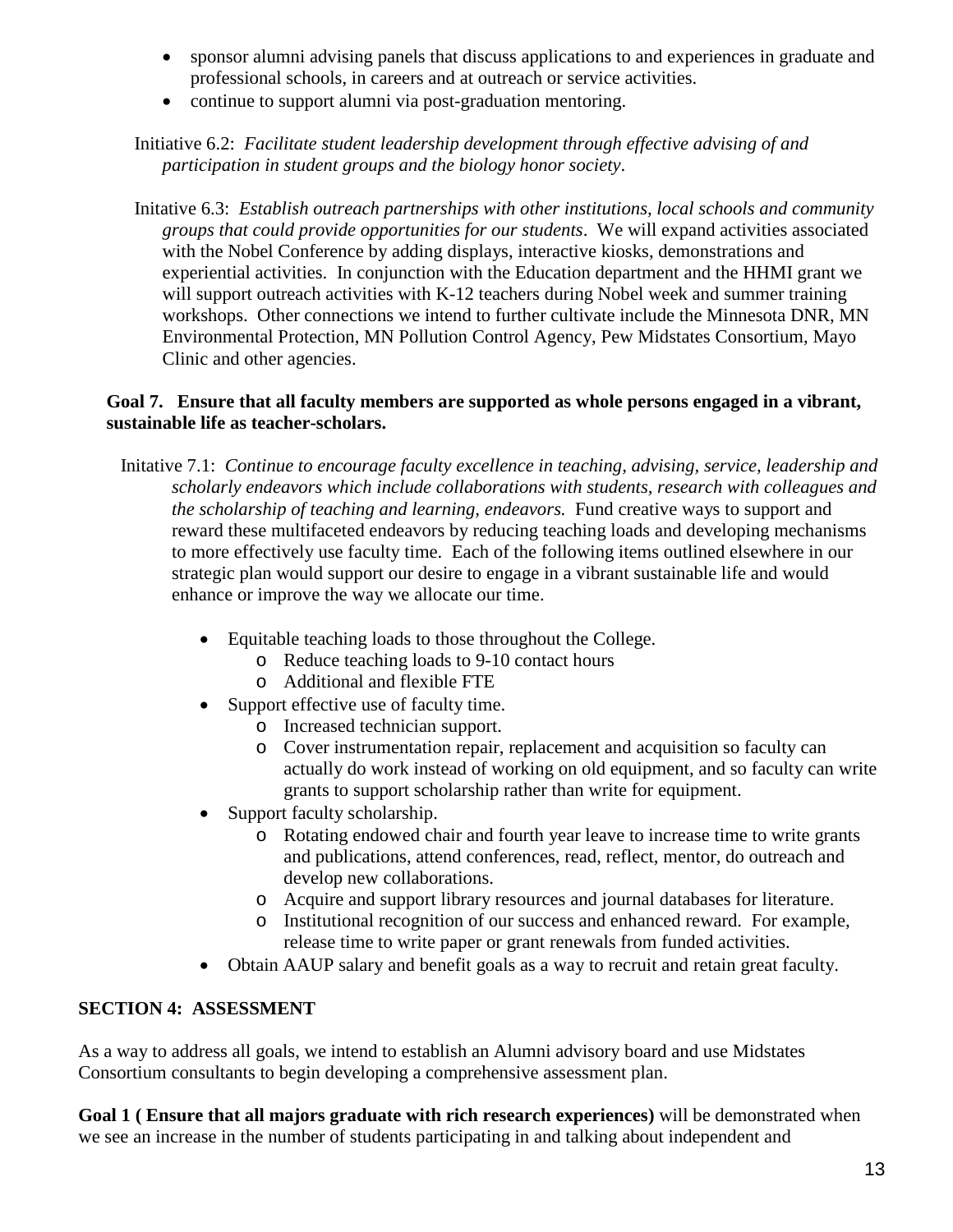- sponsor alumni advising panels that discuss applications to and experiences in graduate and professional schools, in careers and at outreach or service activities.
- continue to support alumni via post-graduation mentoring.

Initiative 6.2: *Facilitate student leadership development through effective advising of and participation in student groups and the biology honor society*.

Initative 6.3: *Establish outreach partnerships with other institutions, local schools and community groups that could provide opportunities for our students*. We will expand activities associated with the Nobel Conference by adding displays, interactive kiosks, demonstrations and experiential activities. In conjunction with the Education department and the HHMI grant we will support outreach activities with K-12 teachers during Nobel week and summer training workshops. Other connections we intend to further cultivate include the Minnesota DNR, MN Environmental Protection, MN Pollution Control Agency, Pew Midstates Consortium, Mayo Clinic and other agencies.

**Goal 7. Ensure that all faculty members are supported as whole persons engaged in a vibrant, sustainable life as teacher-scholars.**

Initative 7.1: *Continue to encourage faculty excellence in teaching, advising, service, leadership and scholarly endeavors which include collaborations with students, research with colleagues and the scholarship of teaching and learning, endeavors.* Fund creative ways to support and reward these multifaceted endeavors by reducing teaching loads and developing mechanisms to more effectively use faculty time. Each of the following items outlined elsewhere in our strategic plan would support our desire to engage in a vibrant sustainable life and would enhance or improve the way we allocate our time.

- Equitable teaching loads to those throughout the College.
  - Reduce teaching loads to 9-10 contact hours
  - Additional and flexible FTE
- Support effective use of faculty time.
  - Increased technician support.
  - Cover instrumentation repair, replacement and acquisition so faculty can actually do work instead of working on old equipment, and so faculty can write grants to support scholarship rather than write for equipment.
- Support faculty scholarship.
  - Rotating endowed chair and fourth year leave to increase time to write grants and publications, attend conferences, read, reflect, mentor, do outreach and develop new collaborations.
  - Acquire and support library resources and journal databases for literature.
  - Institutional recognition of our success and enhanced reward. For example, release time to write paper or grant renewals from funded activities.
- Obtain AAUP salary and benefit goals as a way to recruit and retain great faculty.

## SECTION 4: ASSESSMENT

As a way to address all goals, we intend to establish an Alumni advisory board and use Midstates Consortium consultants to begin developing a comprehensive assessment plan.

**Goal 1 ( Ensure that all majors graduate with rich research experiences)** will be demonstrated when we see an increase in the number of students participating in and talking about independent and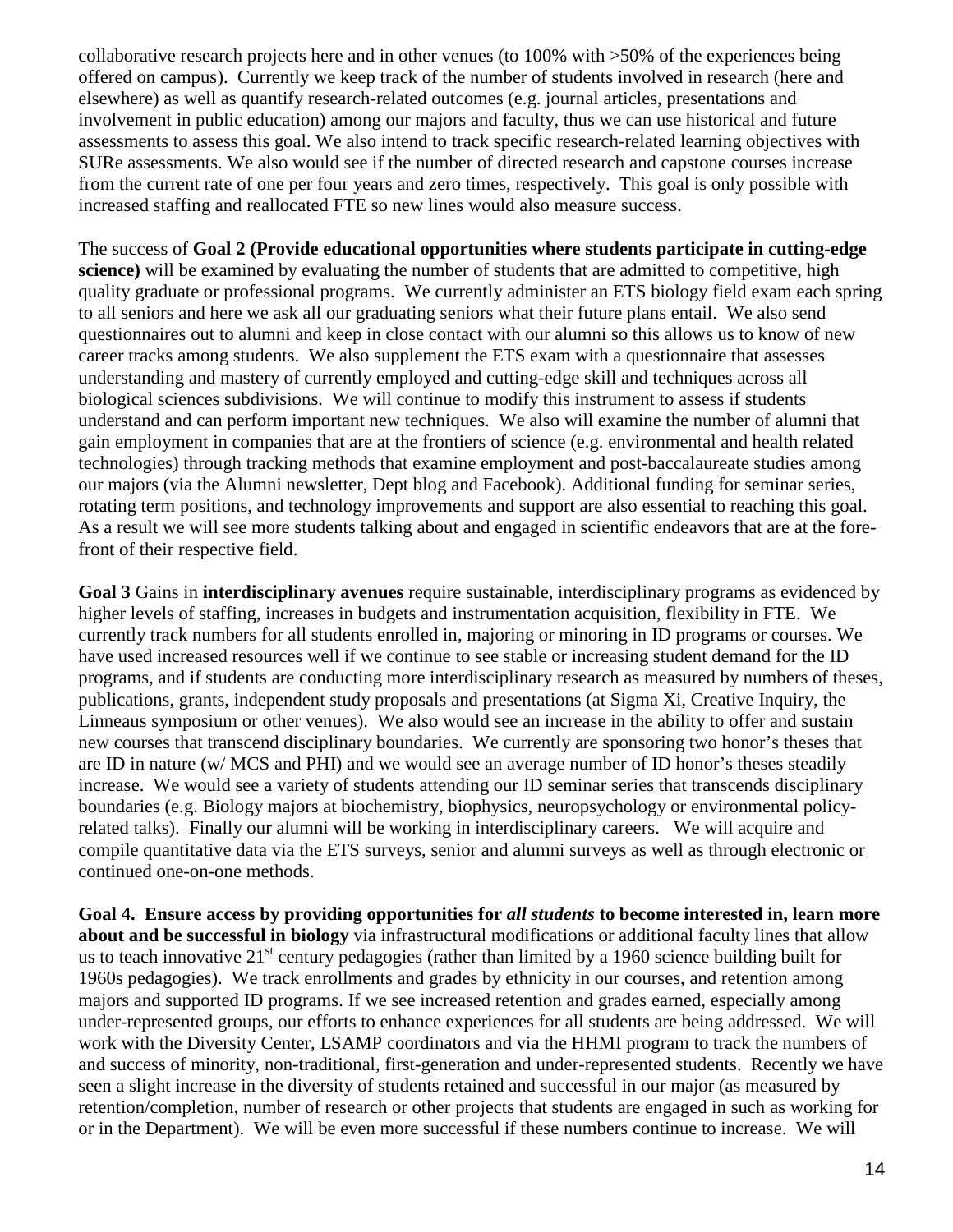collaborative research projects here and in other venues (to 100% with >50% of the experiences being offered on campus). Currently we keep track of the number of students involved in research (here and elsewhere) as well as quantify research-related outcomes (e.g. journal articles, presentations and involvement in public education) among our majors and faculty, thus we can use historical and future assessments to assess this goal. We also intend to track specific research-related learning objectives with SURe assessments. We also would see if the number of directed research and capstone courses increase from the current rate of one per four years and zero times, respectively. This goal is only possible with increased staffing and reallocated FTE so new lines would also measure success.

The success of **Goal 2 (Provide educational opportunities where students participate in cutting-edge science)** will be examined by evaluating the number of students that are admitted to competitive, high quality graduate or professional programs. We currently administer an ETS biology field exam each spring to all seniors and here we ask all our graduating seniors what their future plans entail. We also send questionnaires out to alumni and keep in close contact with our alumni so this allows us to know of new career tracks among students. We also supplement the ETS exam with a questionnaire that assesses understanding and mastery of currently employed and cutting-edge skill and techniques across all biological sciences subdivisions. We will continue to modify this instrument to assess if students understand and can perform important new techniques. We also will examine the number of alumni that gain employment in companies that are at the frontiers of science (e.g. environmental and health related technologies) through tracking methods that examine employment and post-baccalaureate studies among our majors (via the Alumni newsletter, Dept blog and Facebook). Additional funding for seminar series, rotating term positions, and technology improvements and support are also essential to reaching this goal. As a result we will see more students talking about and engaged in scientific endeavors that are at the fore-front of their respective field.

**Goal 3** Gains in **interdisciplinary avenues** require sustainable, interdisciplinary programs as evidenced by higher levels of staffing, increases in budgets and instrumentation acquisition, flexibility in FTE. We currently track numbers for all students enrolled in, majoring or minoring in ID programs or courses. We have used increased resources well if we continue to see stable or increasing student demand for the ID programs, and if students are conducting more interdisciplinary research as measured by numbers of theses, publications, grants, independent study proposals and presentations (at Sigma Xi, Creative Inquiry, the Linneaus symposium or other venues). We also would see an increase in the ability to offer and sustain new courses that transcend disciplinary boundaries. We currently are sponsoring two honor's theses that are ID in nature (w/ MCS and PHI) and we would see an average number of ID honor's theses steadily increase. We would see a variety of students attending our ID seminar series that transcends disciplinary boundaries (e.g. Biology majors at biochemistry, biophysics, neuropsychology or environmental policy-related talks). Finally our alumni will be working in interdisciplinary careers. We will acquire and compile quantitative data via the ETS surveys, senior and alumni surveys as well as through electronic or continued one-on-one methods.

**Goal 4. Ensure access by providing opportunities for *all students* to become interested in, learn more about and be successful in biology** via infrastructural modifications or additional faculty lines that allow us to teach innovative 21st century pedagogies (rather than limited by a 1960 science building built for 1960s pedagogies). We track enrollments and grades by ethnicity in our courses, and retention among majors and supported ID programs. If we see increased retention and grades earned, especially among under-represented groups, our efforts to enhance experiences for all students are being addressed. We will work with the Diversity Center, LSAMP coordinators and via the HHMI program to track the numbers of and success of minority, non-traditional, first-generation and under-represented students. Recently we have seen a slight increase in the diversity of students retained and successful in our major (as measured by retention/completion, number of research or other projects that students are engaged in such as working for or in the Department). We will be even more successful if these numbers continue to increase. We will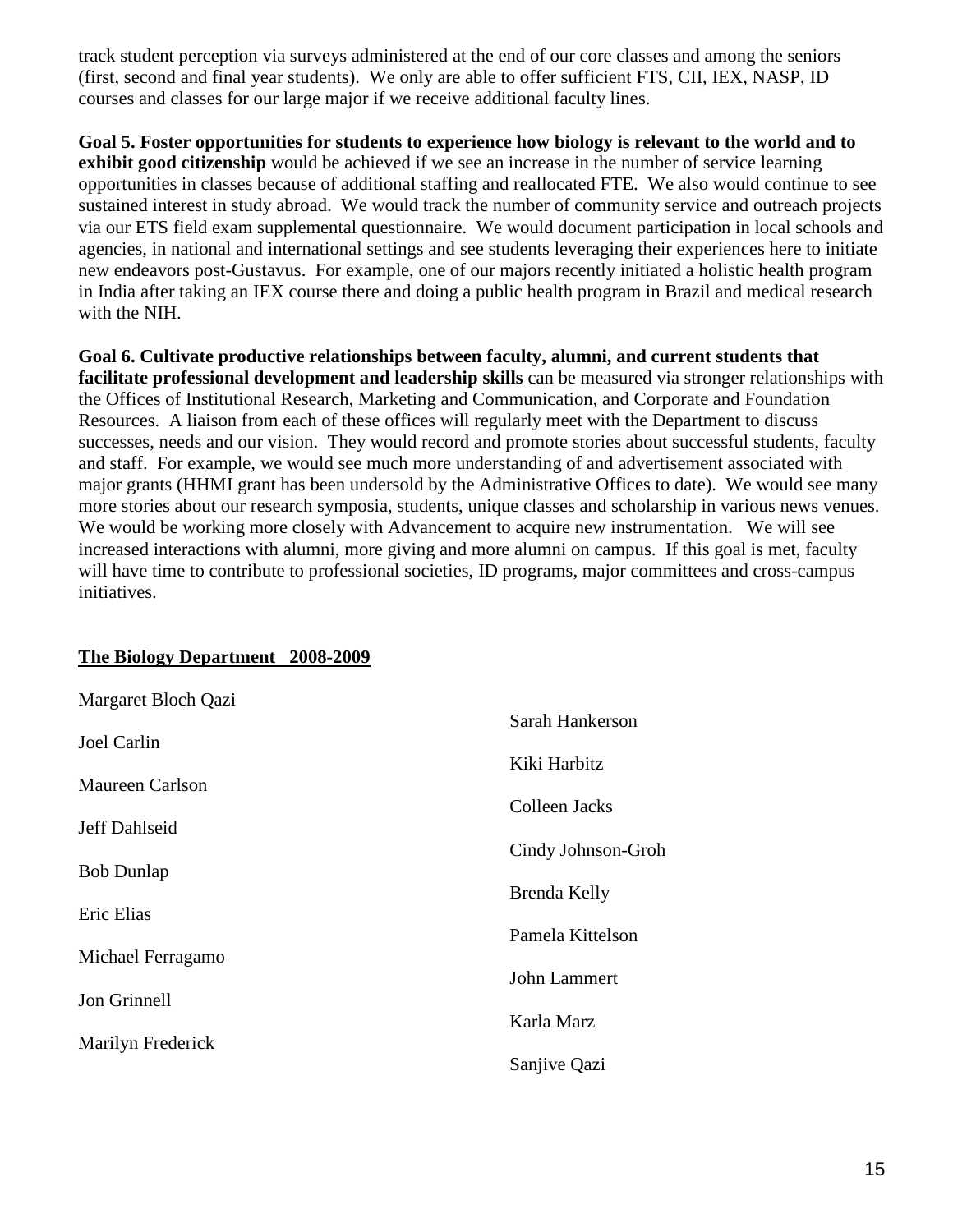track student perception via surveys administered at the end of our core classes and among the seniors (first, second and final year students). We only are able to offer sufficient FTS, CII, IEX, NASP, ID courses and classes for our large major if we receive additional faculty lines.

**Goal 5. Foster opportunities for students to experience how biology is relevant to the world and to exhibit good citizenship** would be achieved if we see an increase in the number of service learning opportunities in classes because of additional staffing and reallocated FTE. We also would continue to see sustained interest in study abroad. We would track the number of community service and outreach projects via our ETS field exam supplemental questionnaire. We would document participation in local schools and agencies, in national and international settings and see students leveraging their experiences here to initiate new endeavors post-Gustavus. For example, one of our majors recently initiated a holistic health program in India after taking an IEX course there and doing a public health program in Brazil and medical research with the NIH.

**Goal 6. Cultivate productive relationships between faculty, alumni, and current students that facilitate professional development and leadership skills** can be measured via stronger relationships with the Offices of Institutional Research, Marketing and Communication, and Corporate and Foundation Resources. A liaison from each of these offices will regularly meet with the Department to discuss successes, needs and our vision. They would record and promote stories about successful students, faculty and staff. For example, we would see much more understanding of and advertisement associated with major grants (HHMI grant has been undersold by the Administrative Offices to date). We would see many more stories about our research symposia, students, unique classes and scholarship in various news venues. We would be working more closely with Advancement to acquire new instrumentation. We will see increased interactions with alumni, more giving and more alumni on campus. If this goal is met, faculty will have time to contribute to professional societies, ID programs, major committees and cross-campus initiatives.

**The Biology Department 2008-2009**

Margaret Bloch Qazi

Joel Carlin

Maureen Carlson

Jeff Dahlseid

Bob Dunlap

Eric Elias

Michael Ferragamo

Jon Grinnell

Marilyn Frederick

Sarah Hankerson

Kiki Harbitz

Colleen Jacks

Cindy Johnson-Groh

Brenda Kelly

Pamela Kittelson

John Lammert

Karla Marz

Sanjive Qazi